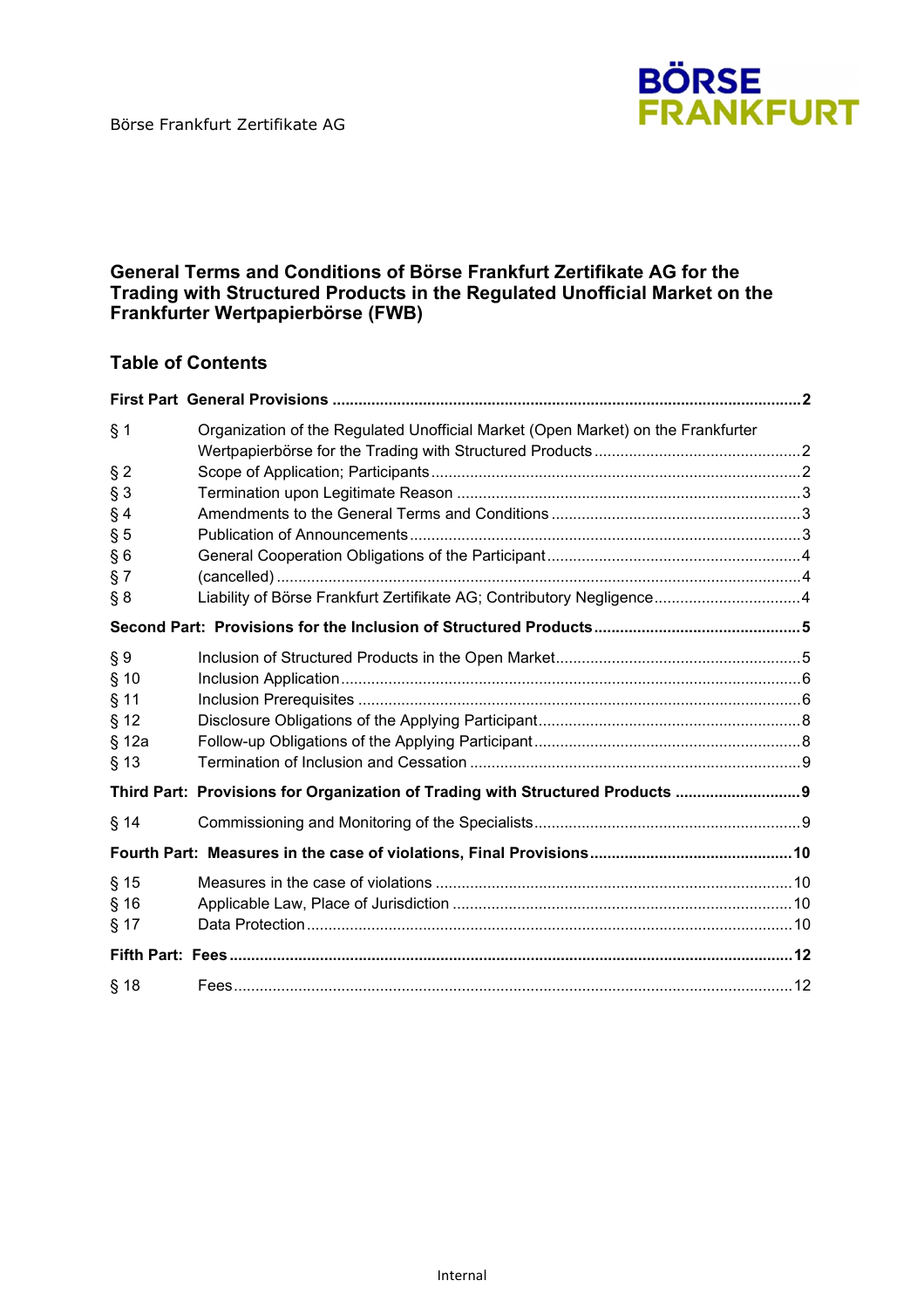Börse Frankfurt Zertifikate AG

BÖRSE FRANKFURT

# General Terms and Conditions of Börse Frankfurt Zertifikate AG for the Trading with Structured Products in the Regulated Unofficial Market on the Frankfurter Wertpapierbörse (FWB)

## Table of Contents

| | | |
|---|---|---|
| **First Part** | **General Provisions** | **2** |
| § 1 | Organization of the Regulated Unofficial Market (Open Market) on the Frankfurter Wertpapierbörse for the Trading with Structured Products | 2 |
| § 2 | Scope of Application; Participants | 2 |
| § 3 | Termination upon Legitimate Reason | 3 |
| § 4 | Amendments to the General Terms and Conditions | 3 |
| § 5 | Publication of Announcements | 3 |
| § 6 | General Cooperation Obligations of the Participant | 4 |
| § 7 | (cancelled) | 4 |
| § 8 | Liability of Börse Frankfurt Zertifikate AG; Contributory Negligence | 4 |
| **Second Part:** | **Provisions for the Inclusion of Structured Products** | **5** |
| § 9 | Inclusion of Structured Products in the Open Market | 5 |
| § 10 | Inclusion Application | 6 |
| § 11 | Inclusion Prerequisites | 6 |
| § 12 | Disclosure Obligations of the Applying Participant | 8 |
| § 12a | Follow-up Obligations of the Applying Participant | 8 |
| § 13 | Termination of Inclusion and Cessation | 9 |
| **Third Part:** | **Provisions for Organization of Trading with Structured Products** | **9** |
| § 14 | Commissioning and Monitoring of the Specialists | 9 |
| **Fourth Part:** | **Measures in the case of violations, Final Provisions** | **10** |
| § 15 | Measures in the case of violations | 10 |
| § 16 | Applicable Law, Place of Jurisdiction | 10 |
| § 17 | Data Protection | 10 |
| **Fifth Part:** | **Fees** | **12** |
| § 18 | Fees | 12 |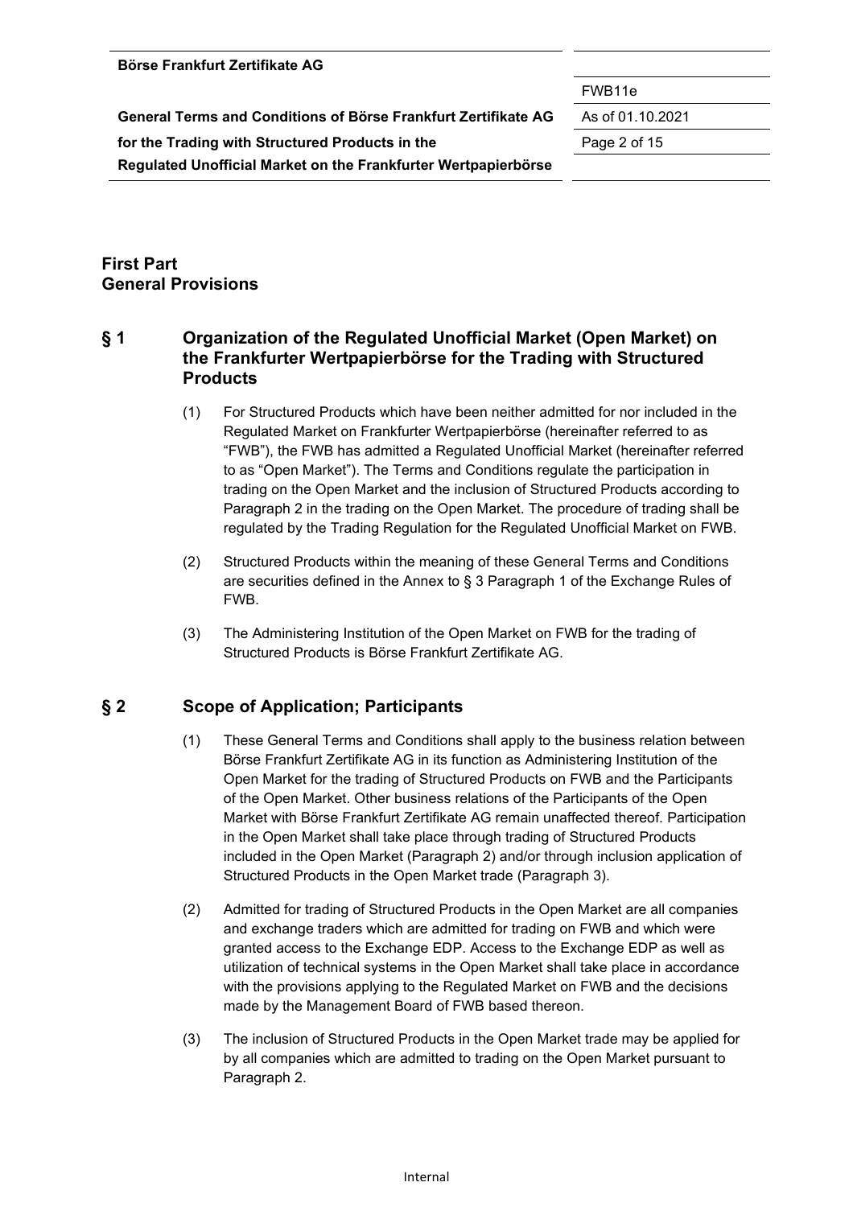# First Part
# General Provisions

## § 1 Organization of the Regulated Unofficial Market (Open Market) on the Frankfurter Wertpapierbörse for the Trading with Structured Products

(1) For Structured Products which have been neither admitted for nor included in the Regulated Market on Frankfurter Wertpapierbörse (hereinafter referred to as "FWB"), the FWB has admitted a Regulated Unofficial Market (hereinafter referred to as "Open Market"). The Terms and Conditions regulate the participation in trading on the Open Market and the inclusion of Structured Products according to Paragraph 2 in the trading on the Open Market. The procedure of trading shall be regulated by the Trading Regulation for the Regulated Unofficial Market on FWB.

(2) Structured Products within the meaning of these General Terms and Conditions are securities defined in the Annex to § 3 Paragraph 1 of the Exchange Rules of FWB.

(3) The Administering Institution of the Open Market on FWB for the trading of Structured Products is Börse Frankfurt Zertifikate AG.

## § 2 Scope of Application; Participants

(1) These General Terms and Conditions shall apply to the business relation between Börse Frankfurt Zertifikate AG in its function as Administering Institution of the Open Market for the trading of Structured Products on FWB and the Participants of the Open Market. Other business relations of the Participants of the Open Market with Börse Frankfurt Zertifikate AG remain unaffected thereof. Participation in the Open Market shall take place through trading of Structured Products included in the Open Market (Paragraph 2) and/or through inclusion application of Structured Products in the Open Market trade (Paragraph 3).

(2) Admitted for trading of Structured Products in the Open Market are all companies and exchange traders which are admitted for trading on FWB and which were granted access to the Exchange EDP. Access to the Exchange EDP as well as utilization of technical systems in the Open Market shall take place in accordance with the provisions applying to the Regulated Market on FWB and the decisions made by the Management Board of FWB based thereon.

(3) The inclusion of Structured Products in the Open Market trade may be applied for by all companies which are admitted to trading on the Open Market pursuant to Paragraph 2.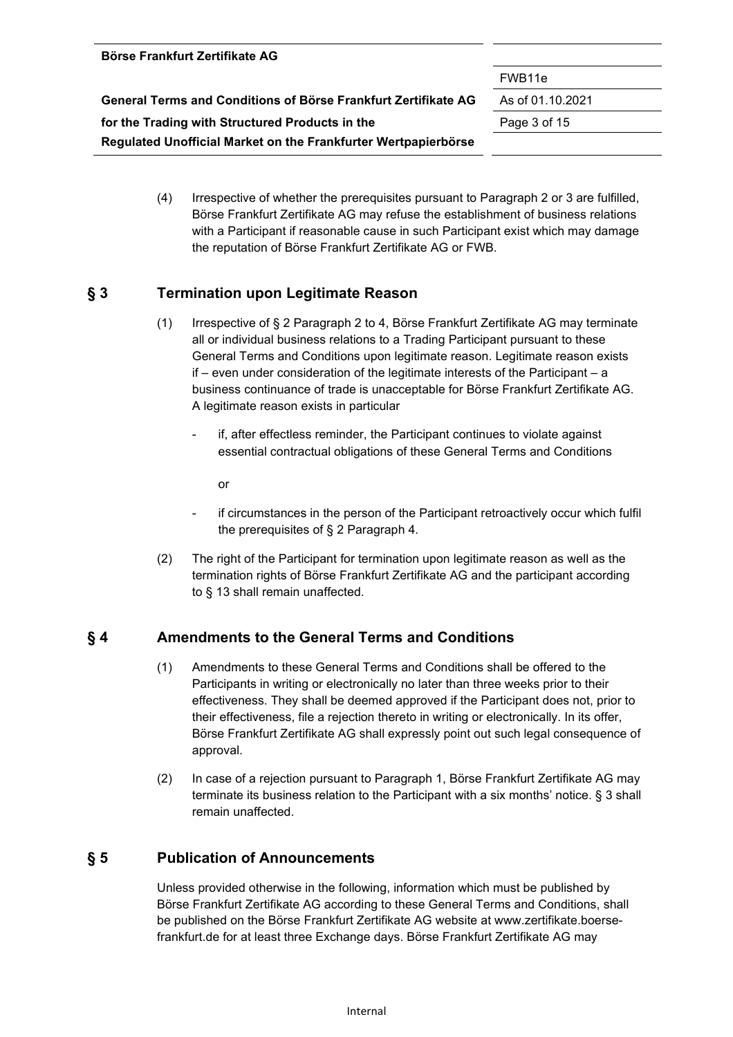(4) Irrespective of whether the prerequisites pursuant to Paragraph 2 or 3 are fulfilled, Börse Frankfurt Zertifikate AG may refuse the establishment of business relations with a Participant if reasonable cause in such Participant exist which may damage the reputation of Börse Frankfurt Zertifikate AG or FWB.

## § 3 Termination upon Legitimate Reason

(1) Irrespective of § 2 Paragraph 2 to 4, Börse Frankfurt Zertifikate AG may terminate all or individual business relations to a Trading Participant pursuant to these General Terms and Conditions upon legitimate reason. Legitimate reason exists if – even under consideration of the legitimate interests of the Participant – a business continuance of trade is unacceptable for Börse Frankfurt Zertifikate AG. A legitimate reason exists in particular

- if, after effectless reminder, the Participant continues to violate against essential contractual obligations of these General Terms and Conditions

  or

- if circumstances in the person of the Participant retroactively occur which fulfil the prerequisites of § 2 Paragraph 4.

(2) The right of the Participant for termination upon legitimate reason as well as the termination rights of Börse Frankfurt Zertifikate AG and the participant according to § 13 shall remain unaffected.

## § 4 Amendments to the General Terms and Conditions

(1) Amendments to these General Terms and Conditions shall be offered to the Participants in writing or electronically no later than three weeks prior to their effectiveness. They shall be deemed approved if the Participant does not, prior to their effectiveness, file a rejection thereto in writing or electronically. In its offer, Börse Frankfurt Zertifikate AG shall expressly point out such legal consequence of approval.

(2) In case of a rejection pursuant to Paragraph 1, Börse Frankfurt Zertifikate AG may terminate its business relation to the Participant with a six months' notice. § 3 shall remain unaffected.

## § 5 Publication of Announcements

Unless provided otherwise in the following, information which must be published by Börse Frankfurt Zertifikate AG according to these General Terms and Conditions, shall be published on the Börse Frankfurt Zertifikate AG website at www.zertifikate.boerse-frankfurt.de for at least three Exchange days. Börse Frankfurt Zertifikate AG may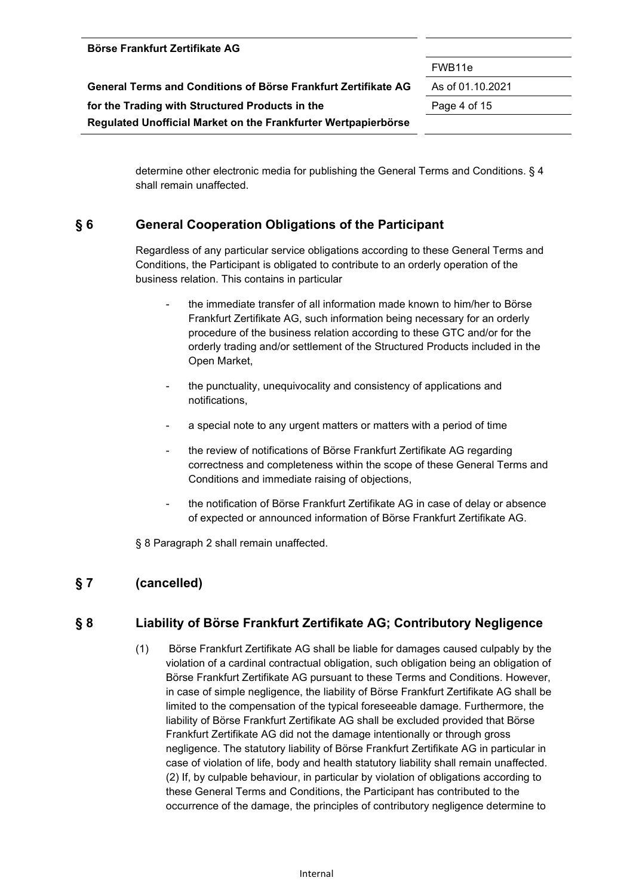determine other electronic media for publishing the General Terms and Conditions. § 4 shall remain unaffected.

## § 6 General Cooperation Obligations of the Participant

Regardless of any particular service obligations according to these General Terms and Conditions, the Participant is obligated to contribute to an orderly operation of the business relation. This contains in particular

- the immediate transfer of all information made known to him/her to Börse Frankfurt Zertifikate AG, such information being necessary for an orderly procedure of the business relation according to these GTC and/or for the orderly trading and/or settlement of the Structured Products included in the Open Market,
- the punctuality, unequivocality and consistency of applications and notifications,
- a special note to any urgent matters or matters with a period of time
- the review of notifications of Börse Frankfurt Zertifikate AG regarding correctness and completeness within the scope of these General Terms and Conditions and immediate raising of objections,
- the notification of Börse Frankfurt Zertifikate AG in case of delay or absence of expected or announced information of Börse Frankfurt Zertifikate AG.

§ 8 Paragraph 2 shall remain unaffected.

## § 7 (cancelled)

## § 8 Liability of Börse Frankfurt Zertifikate AG; Contributory Negligence

(1) Börse Frankfurt Zertifikate AG shall be liable for damages caused culpably by the violation of a cardinal contractual obligation, such obligation being an obligation of Börse Frankfurt Zertifikate AG pursuant to these Terms and Conditions. However, in case of simple negligence, the liability of Börse Frankfurt Zertifikate AG shall be limited to the compensation of the typical foreseeable damage. Furthermore, the liability of Börse Frankfurt Zertifikate AG shall be excluded provided that Börse Frankfurt Zertifikate AG did not the damage intentionally or through gross negligence. The statutory liability of Börse Frankfurt Zertifikate AG in particular in case of violation of life, body and health statutory liability shall remain unaffected. (2) If, by culpable behaviour, in particular by violation of obligations according to these General Terms and Conditions, the Participant has contributed to the occurrence of the damage, the principles of contributory negligence determine to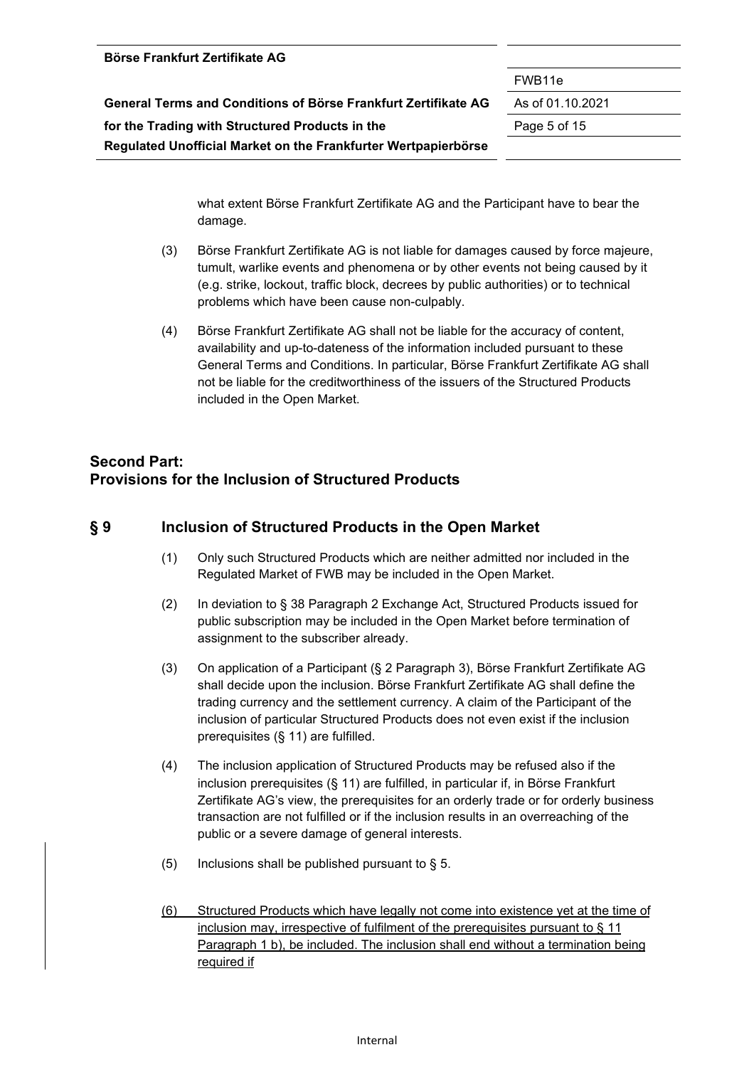what extent Börse Frankfurt Zertifikate AG and the Participant have to bear the damage.

(3) Börse Frankfurt Zertifikate AG is not liable for damages caused by force majeure, tumult, warlike events and phenomena or by other events not being caused by it (e.g. strike, lockout, traffic block, decrees by public authorities) or to technical problems which have been cause non-culpably.

(4) Börse Frankfurt Zertifikate AG shall not be liable for the accuracy of content, availability and up-to-dateness of the information included pursuant to these General Terms and Conditions. In particular, Börse Frankfurt Zertifikate AG shall not be liable for the creditworthiness of the issuers of the Structured Products included in the Open Market.

## Second Part: Provisions for the Inclusion of Structured Products

## § 9 Inclusion of Structured Products in the Open Market

(1) Only such Structured Products which are neither admitted nor included in the Regulated Market of FWB may be included in the Open Market.

(2) In deviation to § 38 Paragraph 2 Exchange Act, Structured Products issued for public subscription may be included in the Open Market before termination of assignment to the subscriber already.

(3) On application of a Participant (§ 2 Paragraph 3), Börse Frankfurt Zertifikate AG shall decide upon the inclusion. Börse Frankfurt Zertifikate AG shall define the trading currency and the settlement currency. A claim of the Participant of the inclusion of particular Structured Products does not even exist if the inclusion prerequisites (§ 11) are fulfilled.

(4) The inclusion application of Structured Products may be refused also if the inclusion prerequisites (§ 11) are fulfilled, in particular if, in Börse Frankfurt Zertifikate AG's view, the prerequisites for an orderly trade or for orderly business transaction are not fulfilled or if the inclusion results in an overreaching of the public or a severe damage of general interests.

(5) Inclusions shall be published pursuant to § 5.

(6) Structured Products which have legally not come into existence yet at the time of inclusion may, irrespective of fulfilment of the prerequisites pursuant to § 11 Paragraph 1 b), be included. The inclusion shall end without a termination being required if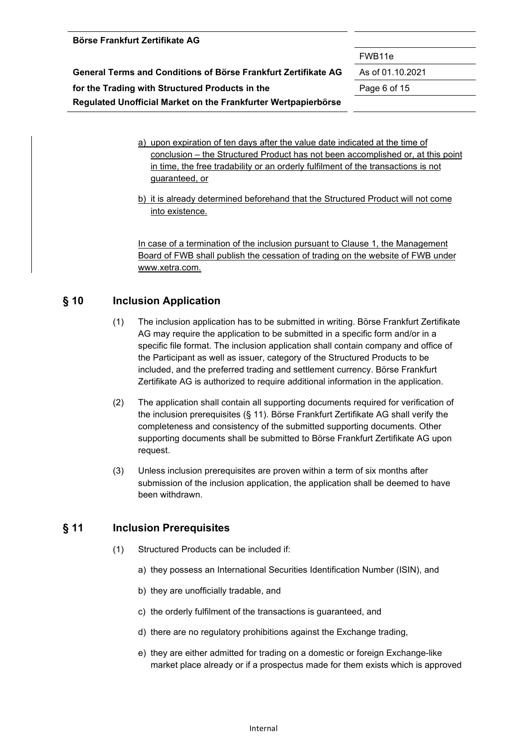a) upon expiration of ten days after the value date indicated at the time of conclusion – the Structured Product has not been accomplished or, at this point in time, the free tradability or an orderly fulfilment of the transactions is not guaranteed, or

b) it is already determined beforehand that the Structured Product will not come into existence.

In case of a termination of the inclusion pursuant to Clause 1, the Management Board of FWB shall publish the cessation of trading on the website of FWB under www.xetra.com.

## § 10 Inclusion Application

(1) The inclusion application has to be submitted in writing. Börse Frankfurt Zertifikate AG may require the application to be submitted in a specific form and/or in a specific file format. The inclusion application shall contain company and office of the Participant as well as issuer, category of the Structured Products to be included, and the preferred trading and settlement currency. Börse Frankfurt Zertifikate AG is authorized to require additional information in the application.

(2) The application shall contain all supporting documents required for verification of the inclusion prerequisites (§ 11). Börse Frankfurt Zertifikate AG shall verify the completeness and consistency of the submitted supporting documents. Other supporting documents shall be submitted to Börse Frankfurt Zertifikate AG upon request.

(3) Unless inclusion prerequisites are proven within a term of six months after submission of the inclusion application, the application shall be deemed to have been withdrawn.

## § 11 Inclusion Prerequisites

(1) Structured Products can be included if:

a) they possess an International Securities Identification Number (ISIN), and

b) they are unofficially tradable, and

c) the orderly fulfilment of the transactions is guaranteed, and

d) there are no regulatory prohibitions against the Exchange trading,

e) they are either admitted for trading on a domestic or foreign Exchange-like market place already or if a prospectus made for them exists which is approved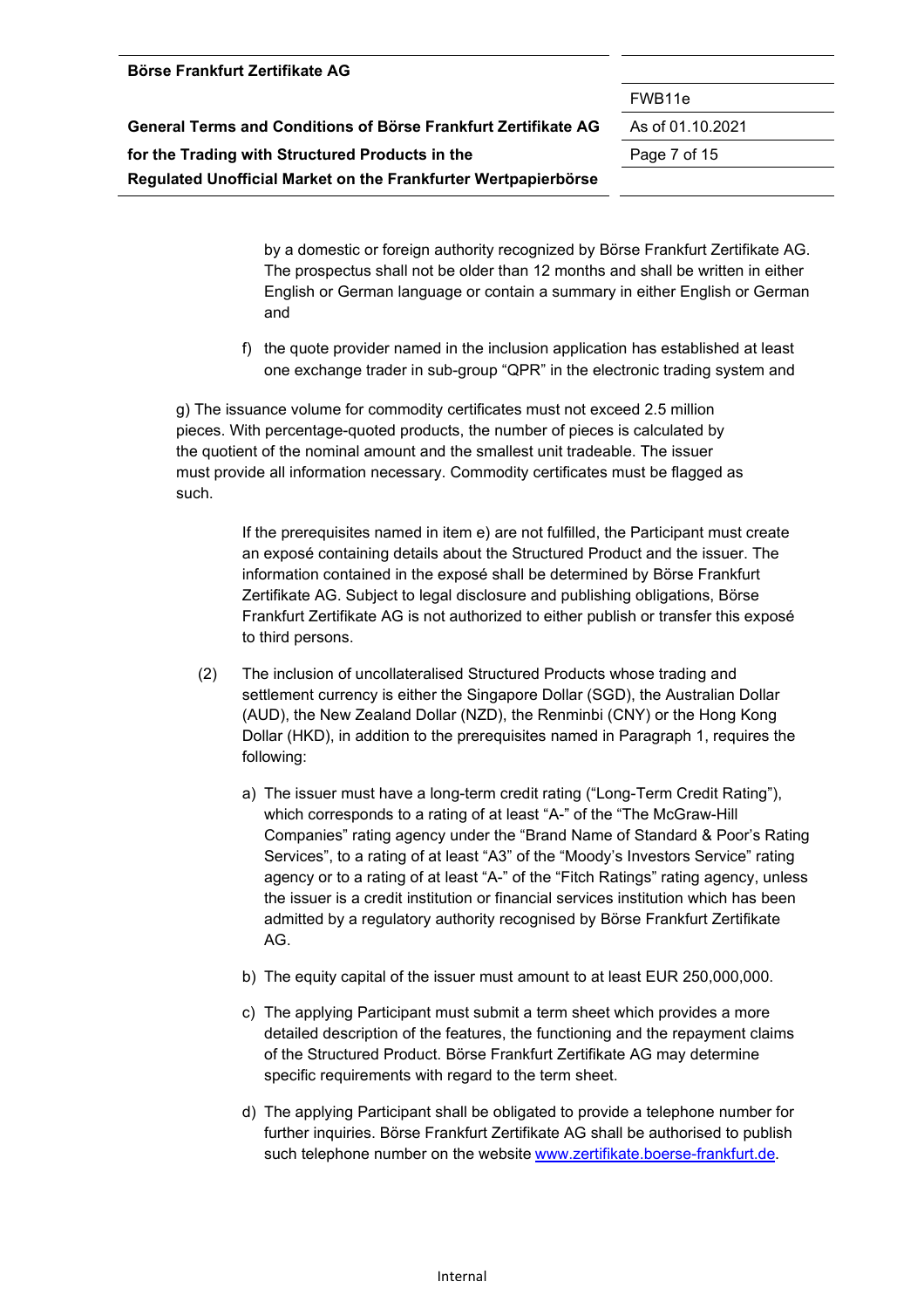by a domestic or foreign authority recognized by Börse Frankfurt Zertifikate AG. The prospectus shall not be older than 12 months and shall be written in either English or German language or contain a summary in either English or German and

f) the quote provider named in the inclusion application has established at least one exchange trader in sub-group "QPR" in the electronic trading system and

g) The issuance volume for commodity certificates must not exceed 2.5 million pieces. With percentage-quoted products, the number of pieces is calculated by the quotient of the nominal amount and the smallest unit tradeable. The issuer must provide all information necessary. Commodity certificates must be flagged as such.

If the prerequisites named in item e) are not fulfilled, the Participant must create an exposé containing details about the Structured Product and the issuer. The information contained in the exposé shall be determined by Börse Frankfurt Zertifikate AG. Subject to legal disclosure and publishing obligations, Börse Frankfurt Zertifikate AG is not authorized to either publish or transfer this exposé to third persons.

(2) The inclusion of uncollateralised Structured Products whose trading and settlement currency is either the Singapore Dollar (SGD), the Australian Dollar (AUD), the New Zealand Dollar (NZD), the Renminbi (CNY) or the Hong Kong Dollar (HKD), in addition to the prerequisites named in Paragraph 1, requires the following:

a) The issuer must have a long-term credit rating ("Long-Term Credit Rating"), which corresponds to a rating of at least "A-" of the "The McGraw-Hill Companies" rating agency under the "Brand Name of Standard & Poor's Rating Services", to a rating of at least "A3" of the "Moody's Investors Service" rating agency or to a rating of at least "A-" of the "Fitch Ratings" rating agency, unless the issuer is a credit institution or financial services institution which has been admitted by a regulatory authority recognised by Börse Frankfurt Zertifikate AG.

b) The equity capital of the issuer must amount to at least EUR 250,000,000.

c) The applying Participant must submit a term sheet which provides a more detailed description of the features, the functioning and the repayment claims of the Structured Product. Börse Frankfurt Zertifikate AG may determine specific requirements with regard to the term sheet.

d) The applying Participant shall be obligated to provide a telephone number for further inquiries. Börse Frankfurt Zertifikate AG shall be authorised to publish such telephone number on the website www.zertifikate.boerse-frankfurt.de.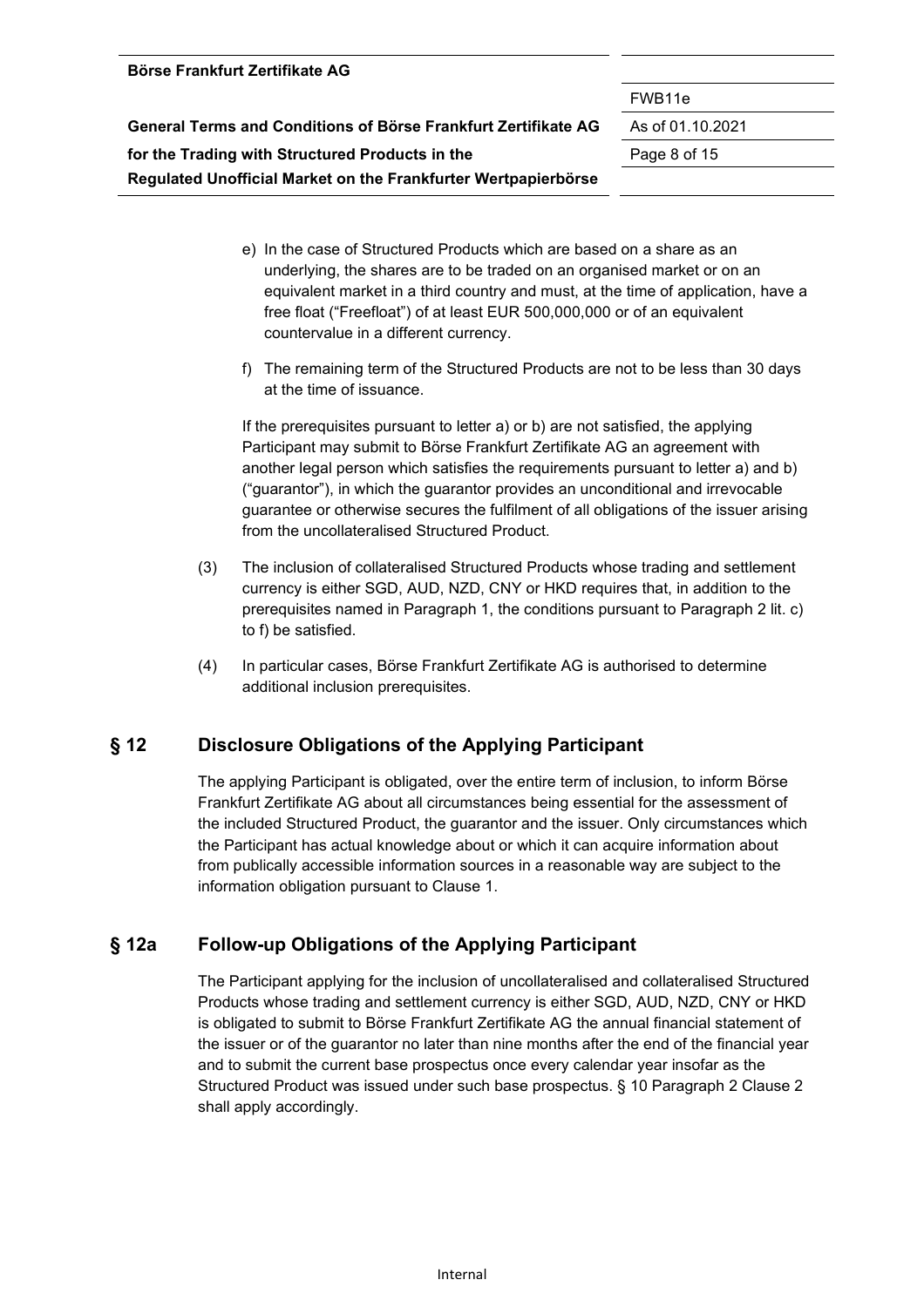e) In the case of Structured Products which are based on a share as an underlying, the shares are to be traded on an organised market or on an equivalent market in a third country and must, at the time of application, have a free float ("Freefloat") of at least EUR 500,000,000 or of an equivalent countervalue in a different currency.

f) The remaining term of the Structured Products are not to be less than 30 days at the time of issuance.

If the prerequisites pursuant to letter a) or b) are not satisfied, the applying Participant may submit to Börse Frankfurt Zertifikate AG an agreement with another legal person which satisfies the requirements pursuant to letter a) and b) ("guarantor"), in which the guarantor provides an unconditional and irrevocable guarantee or otherwise secures the fulfilment of all obligations of the issuer arising from the uncollateralised Structured Product.

(3) The inclusion of collateralised Structured Products whose trading and settlement currency is either SGD, AUD, NZD, CNY or HKD requires that, in addition to the prerequisites named in Paragraph 1, the conditions pursuant to Paragraph 2 lit. c) to f) be satisfied.

(4) In particular cases, Börse Frankfurt Zertifikate AG is authorised to determine additional inclusion prerequisites.

## § 12 Disclosure Obligations of the Applying Participant

The applying Participant is obligated, over the entire term of inclusion, to inform Börse Frankfurt Zertifikate AG about all circumstances being essential for the assessment of the included Structured Product, the guarantor and the issuer. Only circumstances which the Participant has actual knowledge about or which it can acquire information about from publically accessible information sources in a reasonable way are subject to the information obligation pursuant to Clause 1.

## § 12a Follow-up Obligations of the Applying Participant

The Participant applying for the inclusion of uncollateralised and collateralised Structured Products whose trading and settlement currency is either SGD, AUD, NZD, CNY or HKD is obligated to submit to Börse Frankfurt Zertifikate AG the annual financial statement of the issuer or of the guarantor no later than nine months after the end of the financial year and to submit the current base prospectus once every calendar year insofar as the Structured Product was issued under such base prospectus. § 10 Paragraph 2 Clause 2 shall apply accordingly.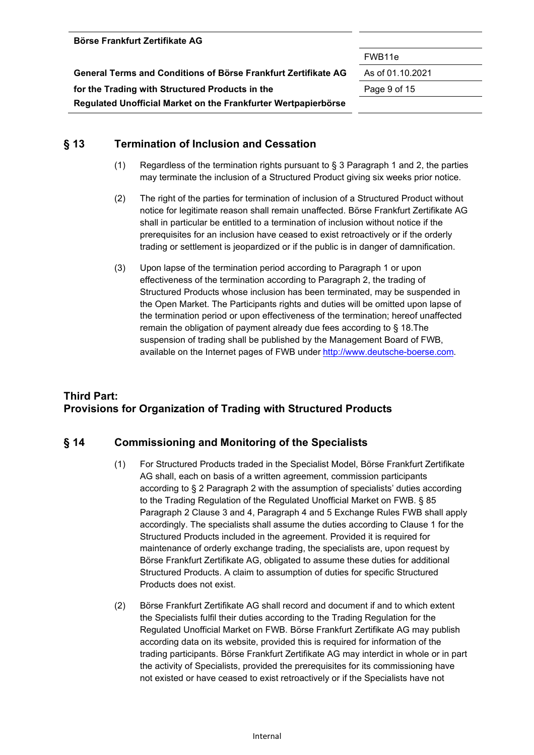## § 13 Termination of Inclusion and Cessation

(1) Regardless of the termination rights pursuant to § 3 Paragraph 1 and 2, the parties may terminate the inclusion of a Structured Product giving six weeks prior notice.

(2) The right of the parties for termination of inclusion of a Structured Product without notice for legitimate reason shall remain unaffected. Börse Frankfurt Zertifikate AG shall in particular be entitled to a termination of inclusion without notice if the prerequisites for an inclusion have ceased to exist retroactively or if the orderly trading or settlement is jeopardized or if the public is in danger of damnification.

(3) Upon lapse of the termination period according to Paragraph 1 or upon effectiveness of the termination according to Paragraph 2, the trading of Structured Products whose inclusion has been terminated, may be suspended in the Open Market. The Participants rights and duties will be omitted upon lapse of the termination period or upon effectiveness of the termination; hereof unaffected remain the obligation of payment already due fees according to § 18.The suspension of trading shall be published by the Management Board of FWB, available on the Internet pages of FWB under http://www.deutsche-boerse.com.

# Third Part: Provisions for Organization of Trading with Structured Products

## § 14 Commissioning and Monitoring of the Specialists

(1) For Structured Products traded in the Specialist Model, Börse Frankfurt Zertifikate AG shall, each on basis of a written agreement, commission participants according to § 2 Paragraph 2 with the assumption of specialists' duties according to the Trading Regulation of the Regulated Unofficial Market on FWB. § 85 Paragraph 2 Clause 3 and 4, Paragraph 4 and 5 Exchange Rules FWB shall apply accordingly. The specialists shall assume the duties according to Clause 1 for the Structured Products included in the agreement. Provided it is required for maintenance of orderly exchange trading, the specialists are, upon request by Börse Frankfurt Zertifikate AG, obligated to assume these duties for additional Structured Products. A claim to assumption of duties for specific Structured Products does not exist.

(2) Börse Frankfurt Zertifikate AG shall record and document if and to which extent the Specialists fulfil their duties according to the Trading Regulation for the Regulated Unofficial Market on FWB. Börse Frankfurt Zertifikate AG may publish according data on its website, provided this is required for information of the trading participants. Börse Frankfurt Zertifikate AG may interdict in whole or in part the activity of Specialists, provided the prerequisites for its commissioning have not existed or have ceased to exist retroactively or if the Specialists have not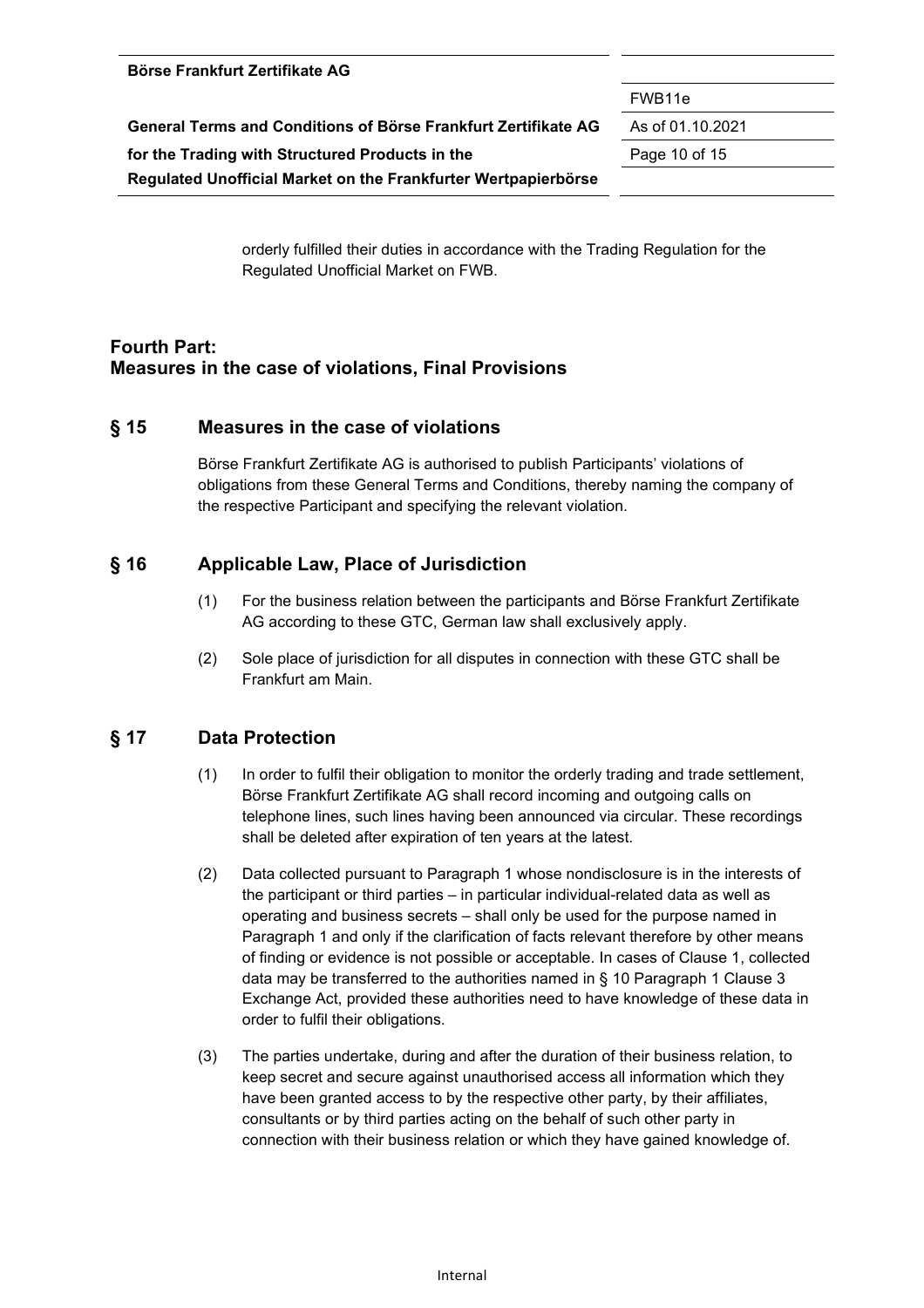orderly fulfilled their duties in accordance with the Trading Regulation for the Regulated Unofficial Market on FWB.

## Fourth Part: Measures in the case of violations, Final Provisions

### § 15 Measures in the case of violations

Börse Frankfurt Zertifikate AG is authorised to publish Participants' violations of obligations from these General Terms and Conditions, thereby naming the company of the respective Participant and specifying the relevant violation.

### § 16 Applicable Law, Place of Jurisdiction

(1) For the business relation between the participants and Börse Frankfurt Zertifikate AG according to these GTC, German law shall exclusively apply.

(2) Sole place of jurisdiction for all disputes in connection with these GTC shall be Frankfurt am Main.

### § 17 Data Protection

(1) In order to fulfil their obligation to monitor the orderly trading and trade settlement, Börse Frankfurt Zertifikate AG shall record incoming and outgoing calls on telephone lines, such lines having been announced via circular. These recordings shall be deleted after expiration of ten years at the latest.

(2) Data collected pursuant to Paragraph 1 whose nondisclosure is in the interests of the participant or third parties – in particular individual-related data as well as operating and business secrets – shall only be used for the purpose named in Paragraph 1 and only if the clarification of facts relevant therefore by other means of finding or evidence is not possible or acceptable. In cases of Clause 1, collected data may be transferred to the authorities named in § 10 Paragraph 1 Clause 3 Exchange Act, provided these authorities need to have knowledge of these data in order to fulfil their obligations.

(3) The parties undertake, during and after the duration of their business relation, to keep secret and secure against unauthorised access all information which they have been granted access to by the respective other party, by their affiliates, consultants or by third parties acting on the behalf of such other party in connection with their business relation or which they have gained knowledge of.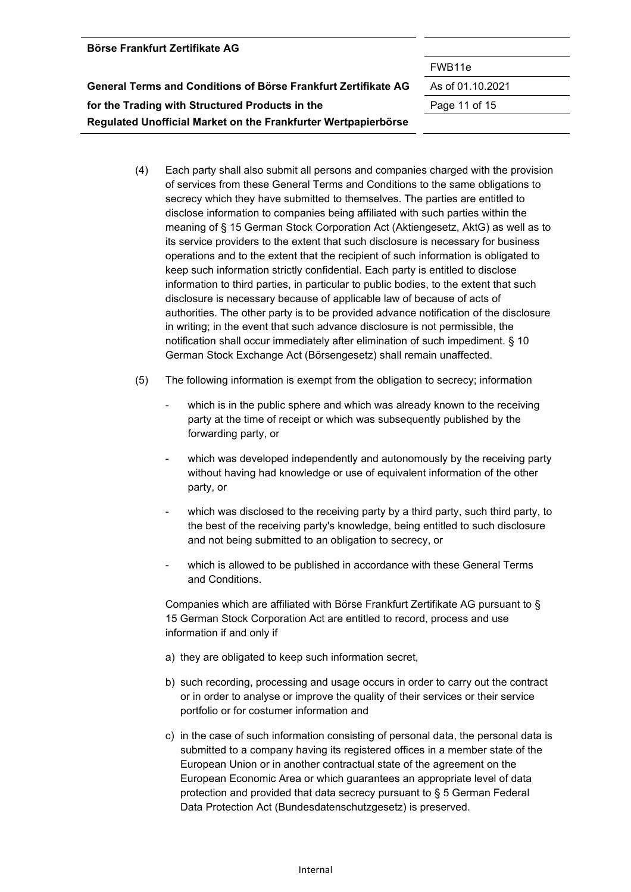(4) Each party shall also submit all persons and companies charged with the provision of services from these General Terms and Conditions to the same obligations to secrecy which they have submitted to themselves. The parties are entitled to disclose information to companies being affiliated with such parties within the meaning of § 15 German Stock Corporation Act (Aktiengesetz, AktG) as well as to its service providers to the extent that such disclosure is necessary for business operations and to the extent that the recipient of such information is obligated to keep such information strictly confidential. Each party is entitled to disclose information to third parties, in particular to public bodies, to the extent that such disclosure is necessary because of applicable law of because of acts of authorities. The other party is to be provided advance notification of the disclosure in writing; in the event that such advance disclosure is not permissible, the notification shall occur immediately after elimination of such impediment. § 10 German Stock Exchange Act (Börsengesetz) shall remain unaffected.

(5) The following information is exempt from the obligation to secrecy; information

- which is in the public sphere and which was already known to the receiving party at the time of receipt or which was subsequently published by the forwarding party, or
- which was developed independently and autonomously by the receiving party without having had knowledge or use of equivalent information of the other party, or
- which was disclosed to the receiving party by a third party, such third party, to the best of the receiving party's knowledge, being entitled to such disclosure and not being submitted to an obligation to secrecy, or
- which is allowed to be published in accordance with these General Terms and Conditions.

Companies which are affiliated with Börse Frankfurt Zertifikate AG pursuant to § 15 German Stock Corporation Act are entitled to record, process and use information if and only if

a) they are obligated to keep such information secret,

b) such recording, processing and usage occurs in order to carry out the contract or in order to analyse or improve the quality of their services or their service portfolio or for costumer information and

c) in the case of such information consisting of personal data, the personal data is submitted to a company having its registered offices in a member state of the European Union or in another contractual state of the agreement on the European Economic Area or which guarantees an appropriate level of data protection and provided that data secrecy pursuant to § 5 German Federal Data Protection Act (Bundesdatenschutzgesetz) is preserved.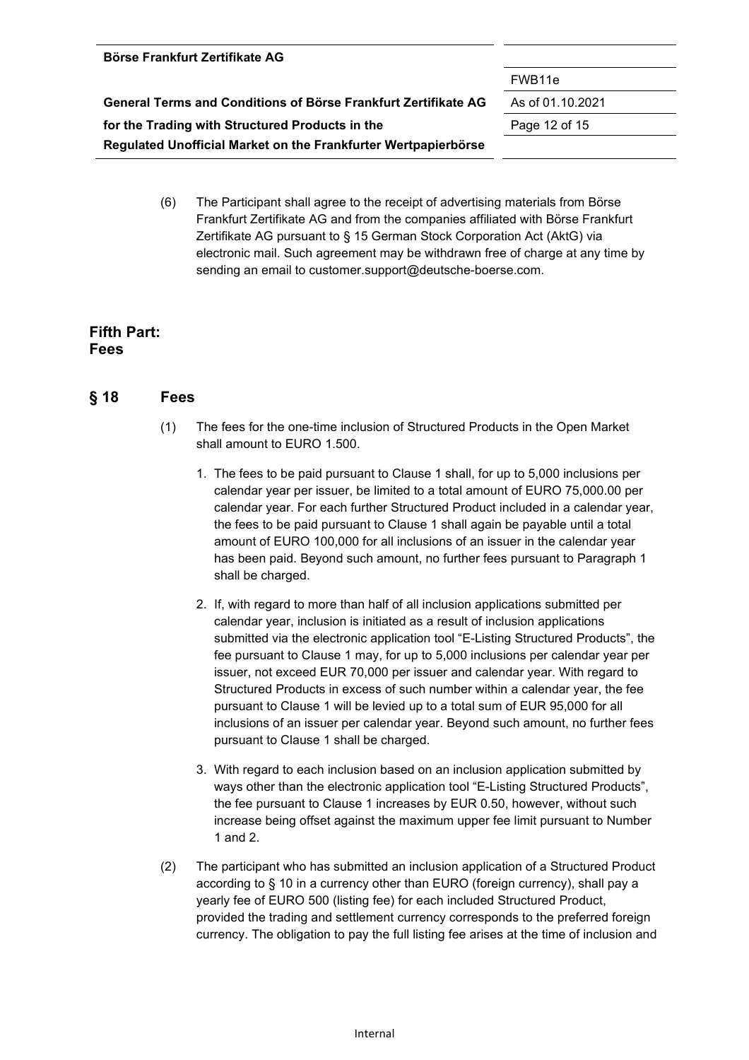(6) The Participant shall agree to the receipt of advertising materials from Börse Frankfurt Zertifikate AG and from the companies affiliated with Börse Frankfurt Zertifikate AG pursuant to § 15 German Stock Corporation Act (AktG) via electronic mail. Such agreement may be withdrawn free of charge at any time by sending an email to customer.support@deutsche-boerse.com.

## Fifth Part:
## Fees

### § 18 Fees

(1) The fees for the one-time inclusion of Structured Products in the Open Market shall amount to EURO 1.500.

1. The fees to be paid pursuant to Clause 1 shall, for up to 5,000 inclusions per calendar year per issuer, be limited to a total amount of EURO 75,000.00 per calendar year. For each further Structured Product included in a calendar year, the fees to be paid pursuant to Clause 1 shall again be payable until a total amount of EURO 100,000 for all inclusions of an issuer in the calendar year has been paid. Beyond such amount, no further fees pursuant to Paragraph 1 shall be charged.
2. If, with regard to more than half of all inclusion applications submitted per calendar year, inclusion is initiated as a result of inclusion applications submitted via the electronic application tool "E-Listing Structured Products", the fee pursuant to Clause 1 may, for up to 5,000 inclusions per calendar year per issuer, not exceed EUR 70,000 per issuer and calendar year. With regard to Structured Products in excess of such number within a calendar year, the fee pursuant to Clause 1 will be levied up to a total sum of EUR 95,000 for all inclusions of an issuer per calendar year. Beyond such amount, no further fees pursuant to Clause 1 shall be charged.
3. With regard to each inclusion based on an inclusion application submitted by ways other than the electronic application tool "E-Listing Structured Products", the fee pursuant to Clause 1 increases by EUR 0.50, however, without such increase being offset against the maximum upper fee limit pursuant to Number 1 and 2.

(2) The participant who has submitted an inclusion application of a Structured Product according to § 10 in a currency other than EURO (foreign currency), shall pay a yearly fee of EURO 500 (listing fee) for each included Structured Product, provided the trading and settlement currency corresponds to the preferred foreign currency. The obligation to pay the full listing fee arises at the time of inclusion and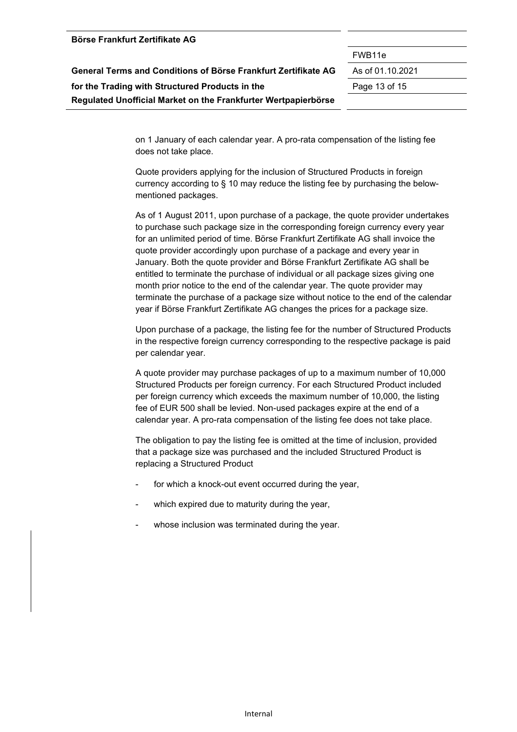on 1 January of each calendar year. A pro-rata compensation of the listing fee does not take place.

Quote providers applying for the inclusion of Structured Products in foreign currency according to § 10 may reduce the listing fee by purchasing the below-mentioned packages.

As of 1 August 2011, upon purchase of a package, the quote provider undertakes to purchase such package size in the corresponding foreign currency every year for an unlimited period of time. Börse Frankfurt Zertifikate AG shall invoice the quote provider accordingly upon purchase of a package and every year in January. Both the quote provider and Börse Frankfurt Zertifikate AG shall be entitled to terminate the purchase of individual or all package sizes giving one month prior notice to the end of the calendar year. The quote provider may terminate the purchase of a package size without notice to the end of the calendar year if Börse Frankfurt Zertifikate AG changes the prices for a package size.

Upon purchase of a package, the listing fee for the number of Structured Products in the respective foreign currency corresponding to the respective package is paid per calendar year.

A quote provider may purchase packages of up to a maximum number of 10,000 Structured Products per foreign currency. For each Structured Product included per foreign currency which exceeds the maximum number of 10,000, the listing fee of EUR 500 shall be levied. Non-used packages expire at the end of a calendar year. A pro-rata compensation of the listing fee does not take place.

The obligation to pay the listing fee is omitted at the time of inclusion, provided that a package size was purchased and the included Structured Product is replacing a Structured Product

- for which a knock-out event occurred during the year,
- which expired due to maturity during the year,
- whose inclusion was terminated during the year.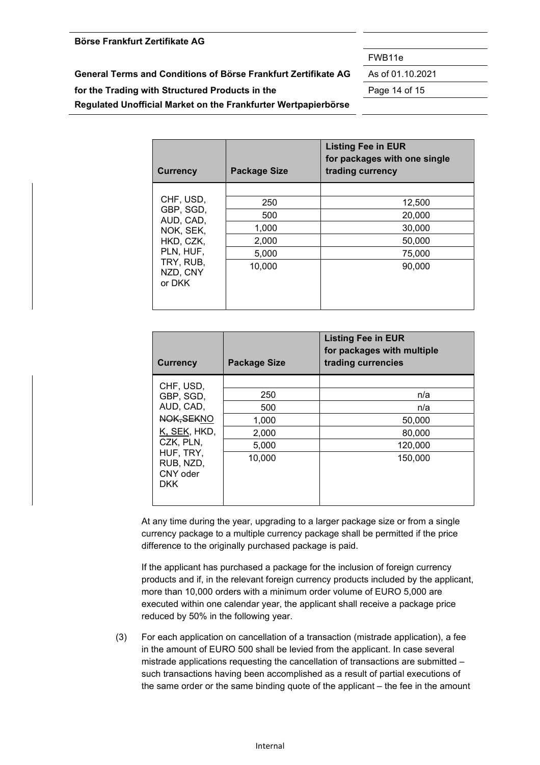| Currency | Package Size | Listing Fee in EUR for packages with one single trading currency |
|---|---|---|
| CHF, USD, GBP, SGD, AUD, CAD, NOK, SEK, HKD, CZK, PLN, HUF, TRY, RUB, NZD, CNY or DKK | | |
| | 250 | 12,500 |
| | 500 | 20,000 |
| | 1,000 | 30,000 |
| | 2,000 | 50,000 |
| | 5,000 | 75,000 |
| | 10,000 | 90,000 |

| Currency | Package Size | Listing Fee in EUR for packages with multiple trading currencies |
|---|---|---|
| CHF, USD, GBP, SGD, AUD, CAD, ~~NOK,SEK~~NOK, SEK, HKD, CZK, PLN, HUF, TRY, RUB, NZD, CNY oder DKK | | |
| | 250 | n/a |
| | 500 | n/a |
| | 1,000 | 50,000 |
| | 2,000 | 80,000 |
| | 5,000 | 120,000 |
| | 10,000 | 150,000 |

At any time during the year, upgrading to a larger package size or from a single currency package to a multiple currency package shall be permitted if the price difference to the originally purchased package is paid.

If the applicant has purchased a package for the inclusion of foreign currency products and if, in the relevant foreign currency products included by the applicant, more than 10,000 orders with a minimum order volume of EURO 5,000 are executed within one calendar year, the applicant shall receive a package price reduced by 50% in the following year.

(3) For each application on cancellation of a transaction (mistrade application), a fee in the amount of EURO 500 shall be levied from the applicant. In case several mistrade applications requesting the cancellation of transactions are submitted – such transactions having been accomplished as a result of partial executions of the same order or the same binding quote of the applicant – the fee in the amount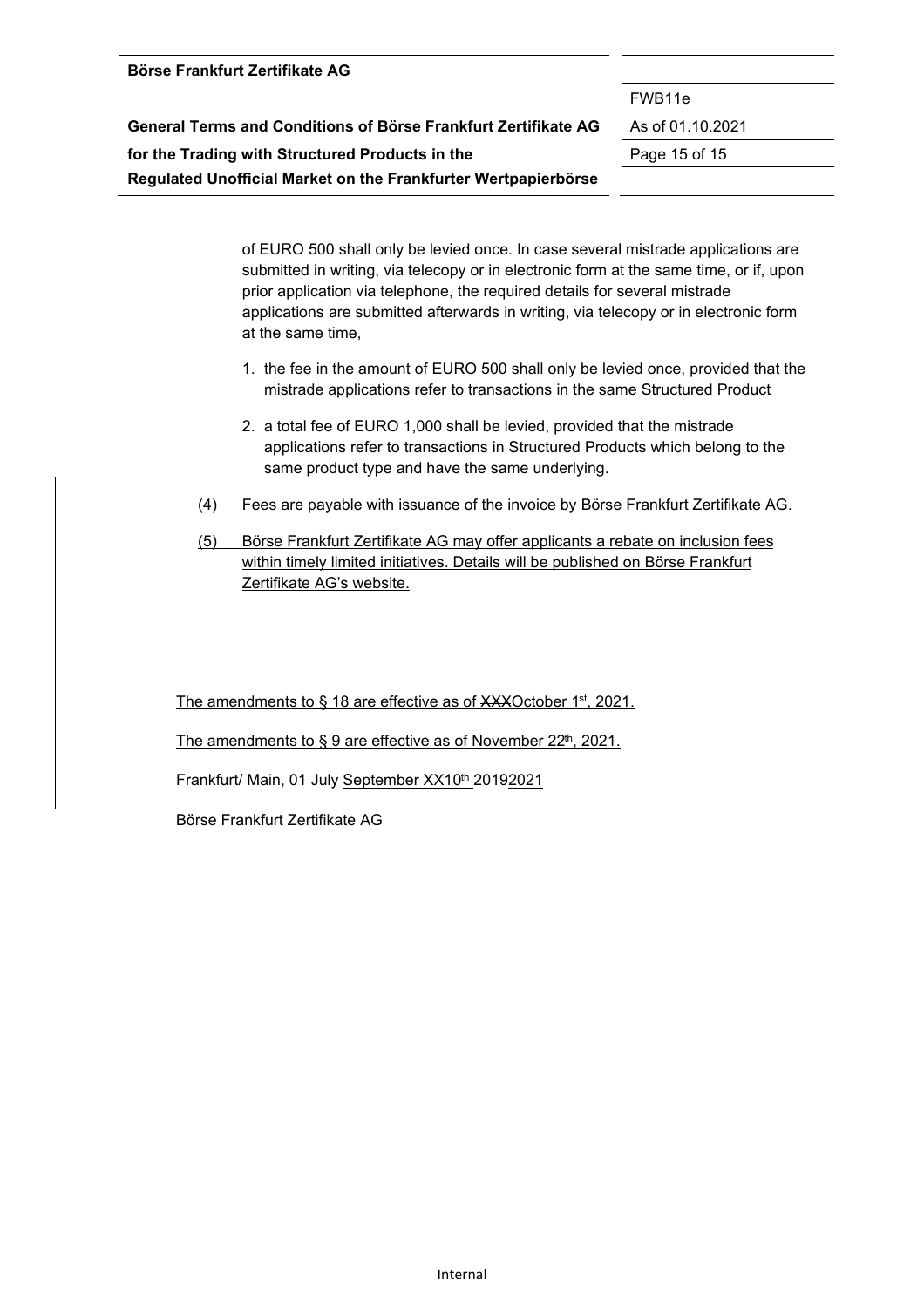of EURO 500 shall only be levied once. In case several mistrade applications are submitted in writing, via telecopy or in electronic form at the same time, or if, upon prior application via telephone, the required details for several mistrade applications are submitted afterwards in writing, via telecopy or in electronic form at the same time,

1. the fee in the amount of EURO 500 shall only be levied once, provided that the mistrade applications refer to transactions in the same Structured Product

2. a total fee of EURO 1,000 shall be levied, provided that the mistrade applications refer to transactions in Structured Products which belong to the same product type and have the same underlying.

(4) Fees are payable with issuance of the invoice by Börse Frankfurt Zertifikate AG.

(5) Börse Frankfurt Zertifikate AG may offer applicants a rebate on inclusion fees within timely limited initiatives. Details will be published on Börse Frankfurt Zertifikate AG's website.

The amendments to § 18 are effective as of ~~XXX~~October 1st, 2021.

The amendments to § 9 are effective as of November 22th, 2021.

Frankfurt/ Main, ~~01 July~~ September ~~XX~~10th ~~2019~~2021

Börse Frankfurt Zertifikate AG